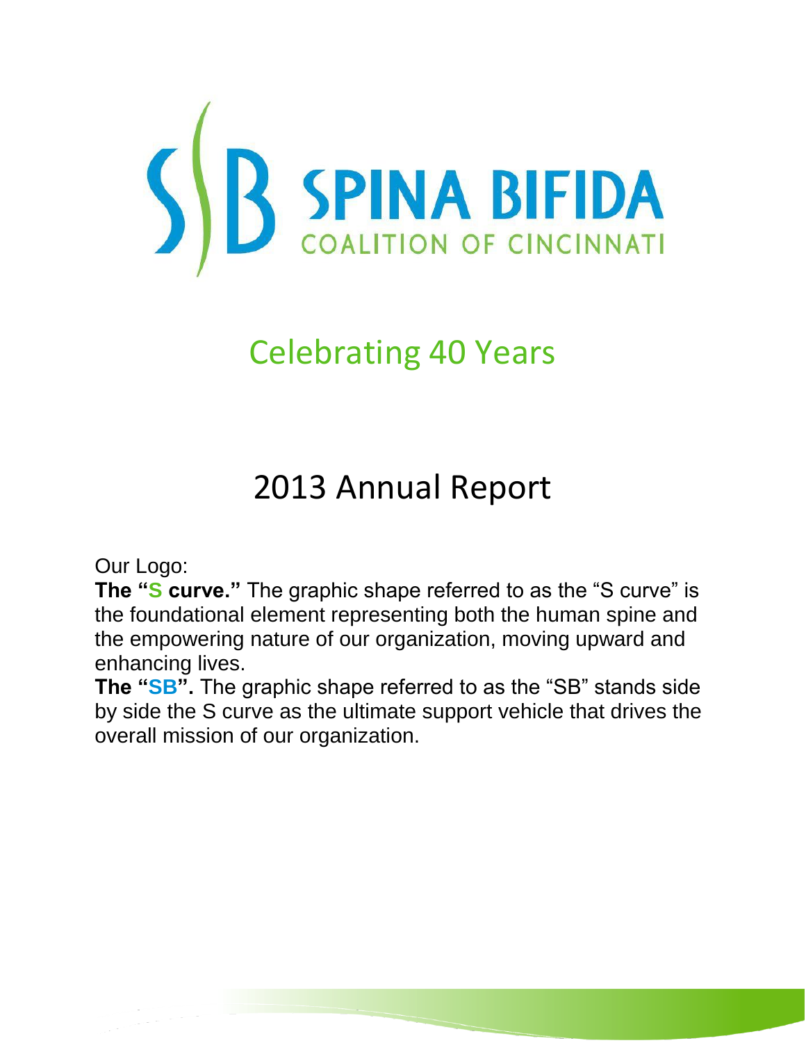# SPINA BIFIDA
## COALITION OF CINCINNATI

## Celebrating 40 Years

# 2013 Annual Report

Our Logo:

**The "S curve."** The graphic shape referred to as the "S curve" is the foundational element representing both the human spine and the empowering nature of our organization, moving upward and enhancing lives.

**The "SB".** The graphic shape referred to as the "SB" stands side by side the S curve as the ultimate support vehicle that drives the overall mission of our organization.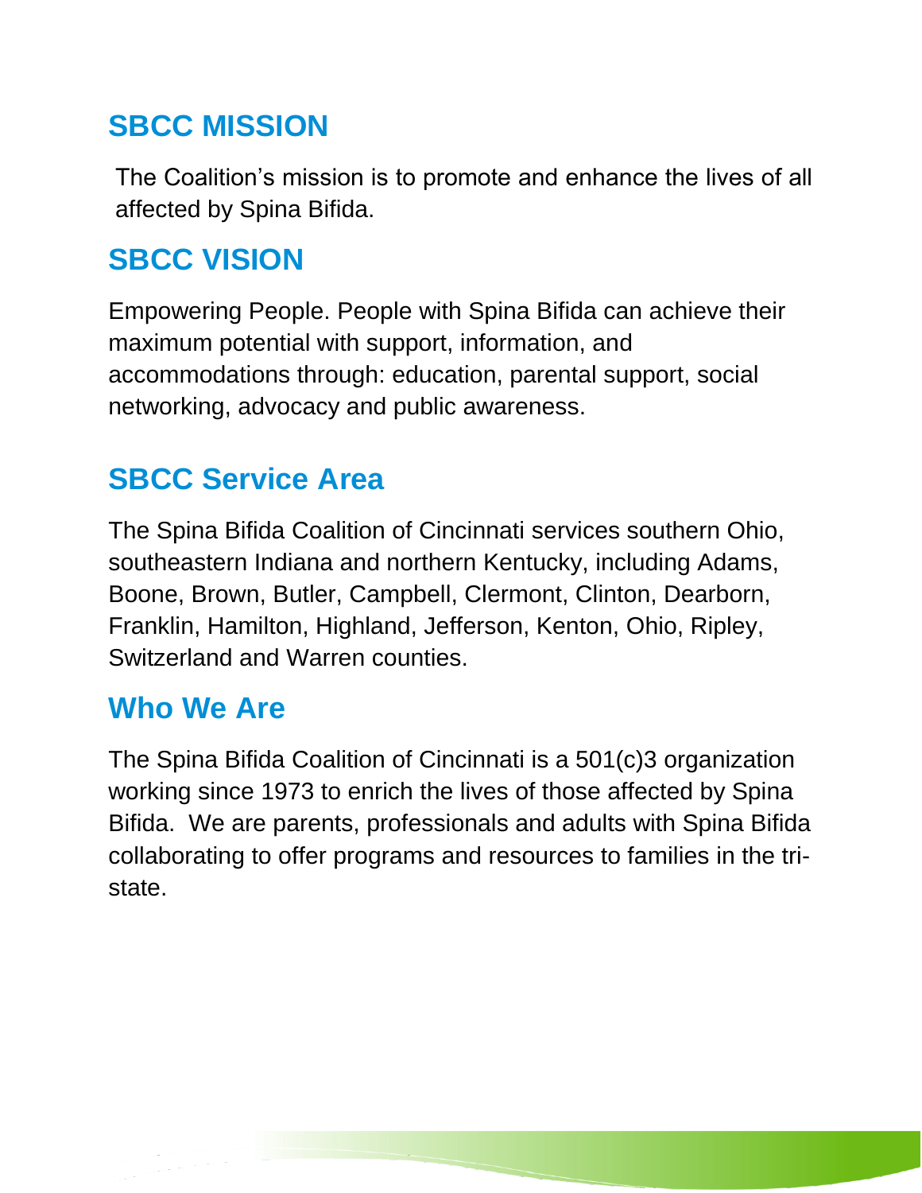## SBCC MISSION

The Coalition's mission is to promote and enhance the lives of all affected by Spina Bifida.

## SBCC VISION

Empowering People. People with Spina Bifida can achieve their maximum potential with support, information, and accommodations through: education, parental support, social networking, advocacy and public awareness.

## SBCC Service Area

The Spina Bifida Coalition of Cincinnati services southern Ohio, southeastern Indiana and northern Kentucky, including Adams, Boone, Brown, Butler, Campbell, Clermont, Clinton, Dearborn, Franklin, Hamilton, Highland, Jefferson, Kenton, Ohio, Ripley, Switzerland and Warren counties.

## Who We Are

The Spina Bifida Coalition of Cincinnati is a 501(c)3 organization working since 1973 to enrich the lives of those affected by Spina Bifida. We are parents, professionals and adults with Spina Bifida collaborating to offer programs and resources to families in the tri-state.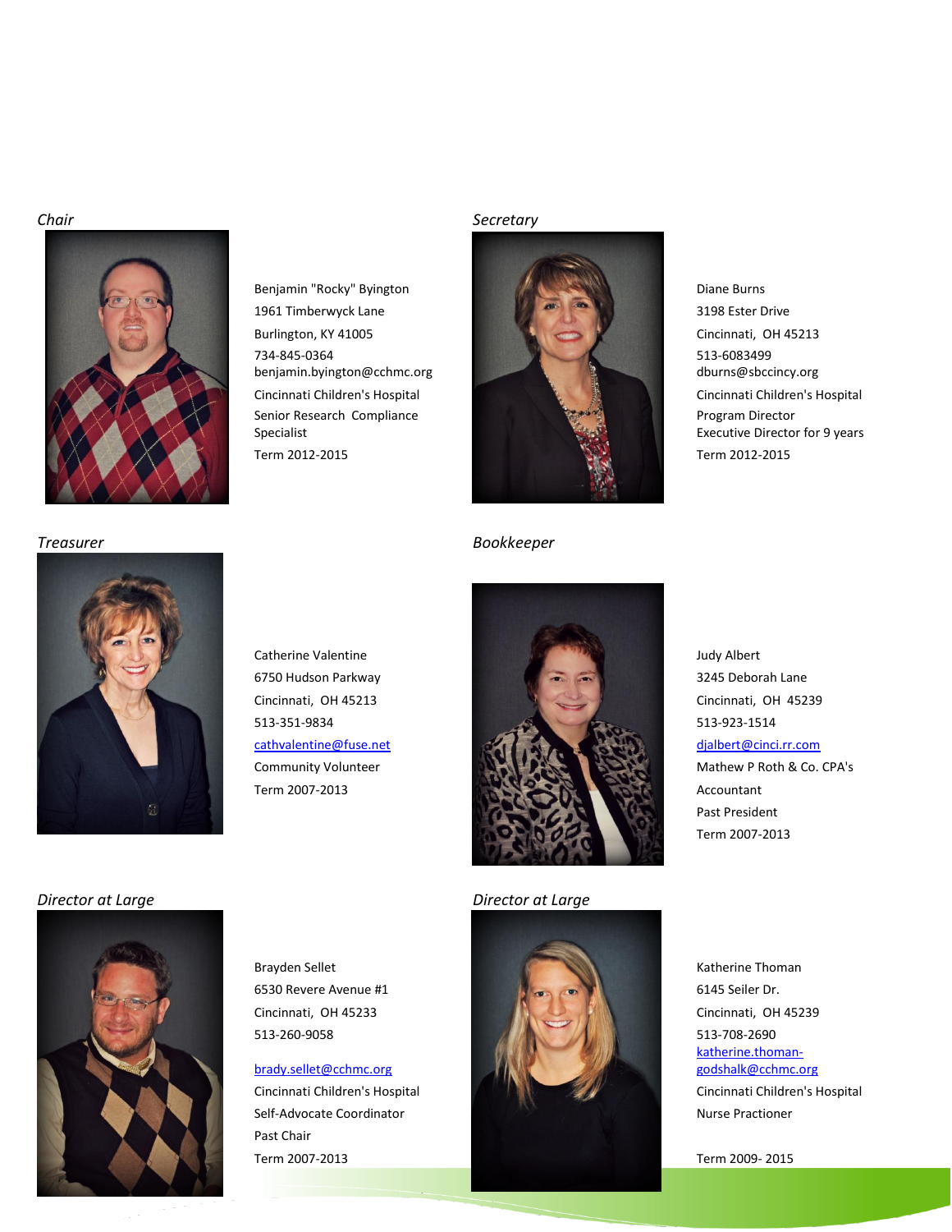*Chair*

Benjamin "Rocky" Byington
1961 Timberwyck Lane
Burlington, KY 41005
734-845-0364
benjamin.byington@cchmc.org
Cincinnati Children's Hospital
Senior Research Compliance Specialist
Term 2012-2015

*Secretary*

Diane Burns
3198 Ester Drive
Cincinnati, OH 45213
513-6083499
dburns@sbccincy.org
Cincinnati Children's Hospital
Program Director
Executive Director for 9 years
Term 2012-2015

*Treasurer*

Catherine Valentine
6750 Hudson Parkway
Cincinnati, OH 45213
513-351-9834
cathvalentine@fuse.net
Community Volunteer
Term 2007-2013

*Bookkeeper*

Judy Albert
3245 Deborah Lane
Cincinnati, OH 45239
513-923-1514
djalbert@cinci.rr.com
Mathew P Roth & Co. CPA's
Accountant
Past President
Term 2007-2013

*Director at Large*

Brayden Sellet
6530 Revere Avenue #1
Cincinnati, OH 45233
513-260-9058
brady.sellet@cchmc.org
Cincinnati Children's Hospital
Self-Advocate Coordinator
Past Chair
Term 2007-2013

*Director at Large*

Katherine Thoman
6145 Seiler Dr.
Cincinnati, OH 45239
513-708-2690
katherine.thoman-godshalk@cchmc.org
Cincinnati Children's Hospital
Nurse Practioner
Term 2009- 2015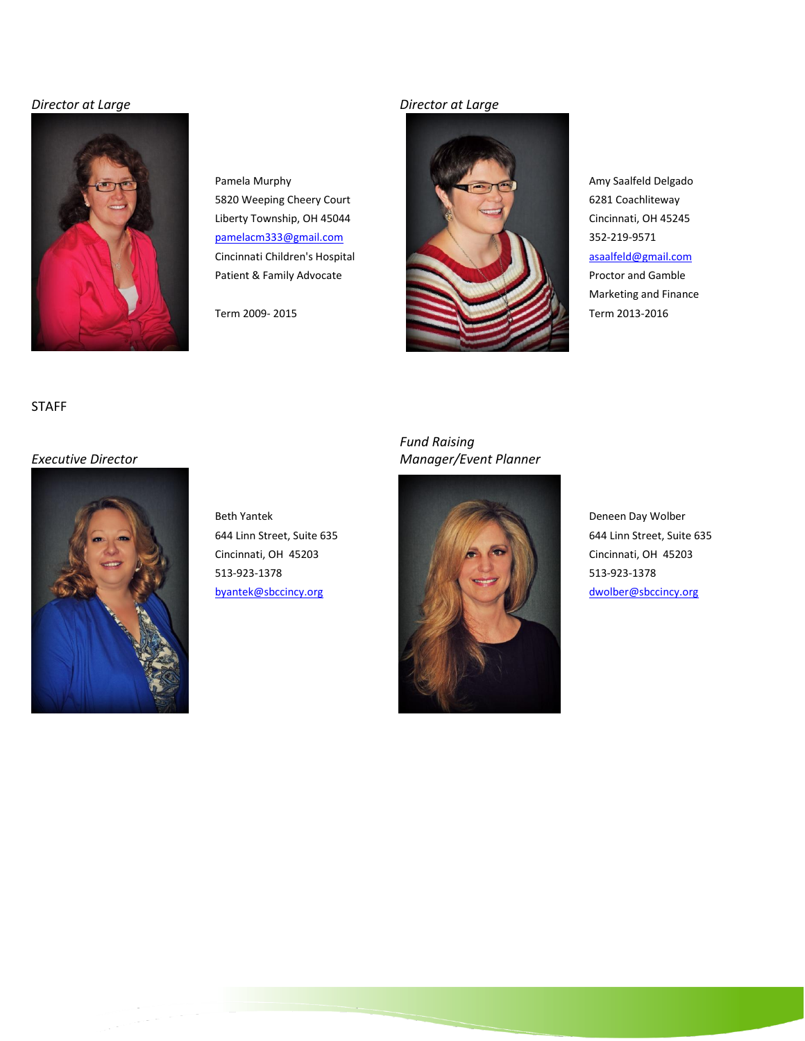*Director at Large*

Pamela Murphy
5820 Weeping Cheery Court
Liberty Township, OH 45044
pamelacm333@gmail.com
Cincinnati Children's Hospital
Patient & Family Advocate

Term 2009- 2015

*Director at Large*

Amy Saalfeld Delgado
6281 Coachliteway
Cincinnati, OH 45245
352-219-9571
asaalfeld@gmail.com
Proctor and Gamble
Marketing and Finance
Term 2013-2016

STAFF

*Executive Director*

Beth Yantek
644 Linn Street, Suite 635
Cincinnati, OH 45203
513-923-1378
byantek@sbccincy.org

*Fund Raising Manager/Event Planner*

Deneen Day Wolber
644 Linn Street, Suite 635
Cincinnati, OH 45203
513-923-1378
dwolber@sbccincy.org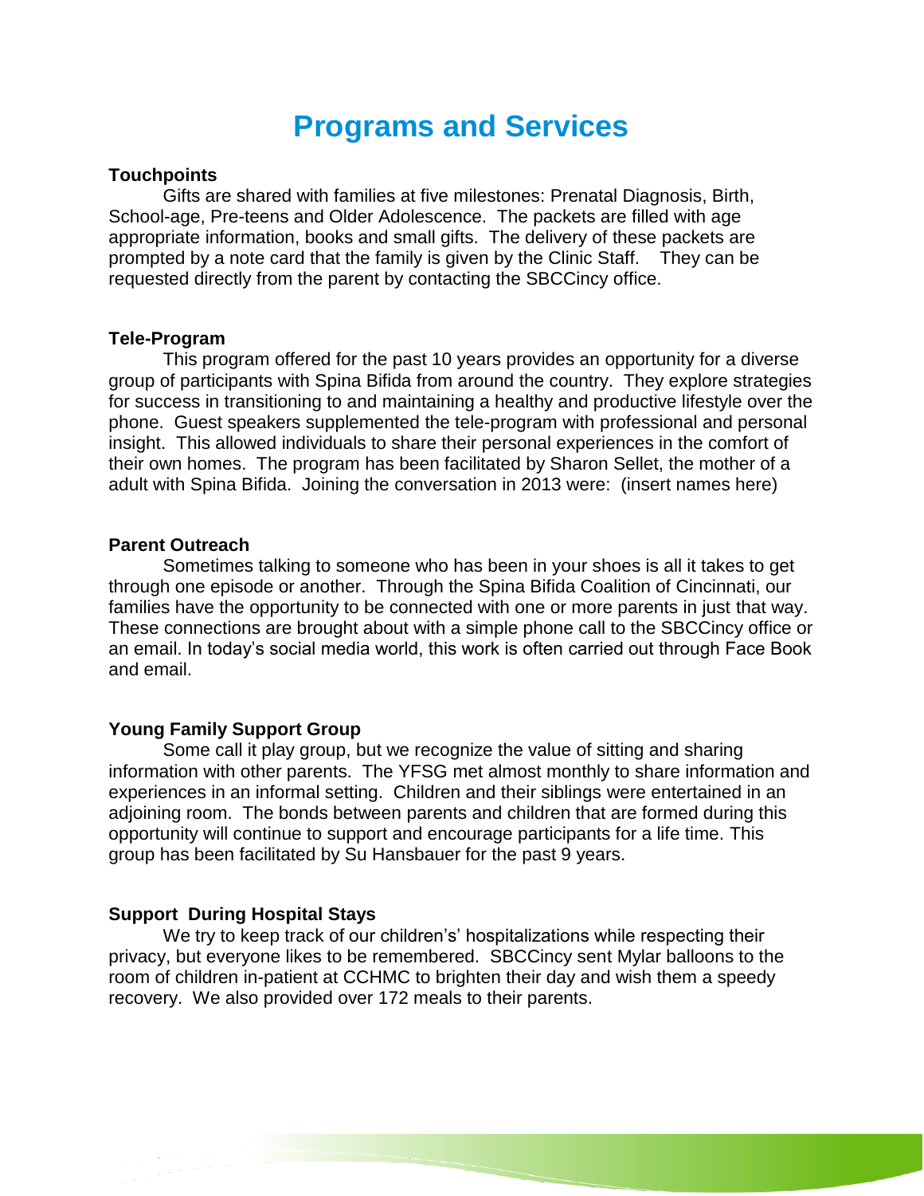# Programs and Services

**Touchpoints**

Gifts are shared with families at five milestones: Prenatal Diagnosis, Birth, School-age, Pre-teens and Older Adolescence. The packets are filled with age appropriate information, books and small gifts. The delivery of these packets are prompted by a note card that the family is given by the Clinic Staff. They can be requested directly from the parent by contacting the SBCCincy office.

**Tele-Program**

This program offered for the past 10 years provides an opportunity for a diverse group of participants with Spina Bifida from around the country. They explore strategies for success in transitioning to and maintaining a healthy and productive lifestyle over the phone. Guest speakers supplemented the tele-program with professional and personal insight. This allowed individuals to share their personal experiences in the comfort of their own homes. The program has been facilitated by Sharon Sellet, the mother of a adult with Spina Bifida. Joining the conversation in 2013 were: (insert names here)

**Parent Outreach**

Sometimes talking to someone who has been in your shoes is all it takes to get through one episode or another. Through the Spina Bifida Coalition of Cincinnati, our families have the opportunity to be connected with one or more parents in just that way. These connections are brought about with a simple phone call to the SBCCincy office or an email. In today's social media world, this work is often carried out through Face Book and email.

**Young Family Support Group**

Some call it play group, but we recognize the value of sitting and sharing information with other parents. The YFSG met almost monthly to share information and experiences in an informal setting. Children and their siblings were entertained in an adjoining room. The bonds between parents and children that are formed during this opportunity will continue to support and encourage participants for a life time. This group has been facilitated by Su Hansbauer for the past 9 years.

**Support During Hospital Stays**

We try to keep track of our children's' hospitalizations while respecting their privacy, but everyone likes to be remembered. SBCCincy sent Mylar balloons to the room of children in-patient at CCHMC to brighten their day and wish them a speedy recovery. We also provided over 172 meals to their parents.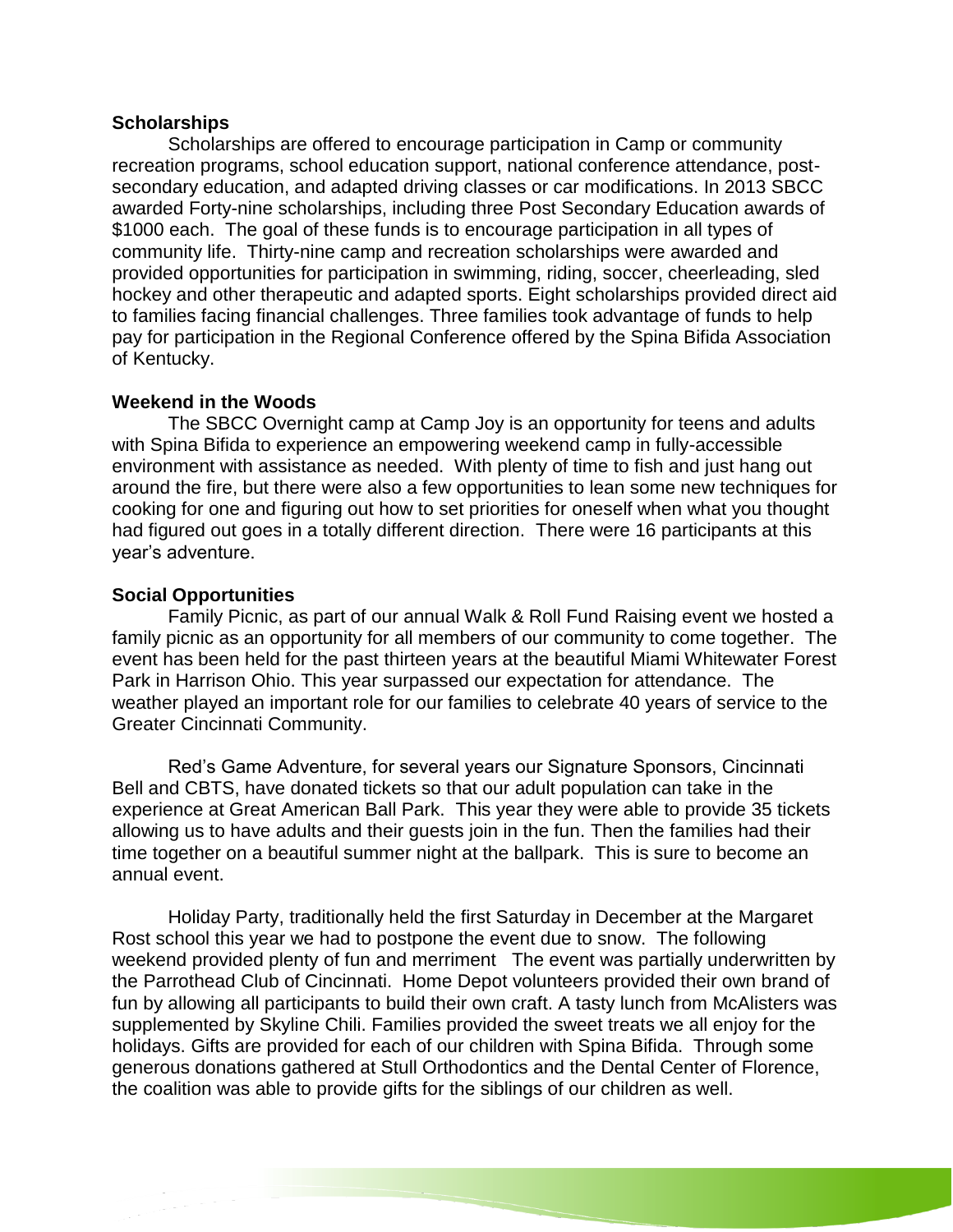**Scholarships**

Scholarships are offered to encourage participation in Camp or community recreation programs, school education support, national conference attendance, post-secondary education, and adapted driving classes or car modifications. In 2013 SBCC awarded Forty-nine scholarships, including three Post Secondary Education awards of $1000 each. The goal of these funds is to encourage participation in all types of community life. Thirty-nine camp and recreation scholarships were awarded and provided opportunities for participation in swimming, riding, soccer, cheerleading, sled hockey and other therapeutic and adapted sports. Eight scholarships provided direct aid to families facing financial challenges. Three families took advantage of funds to help pay for participation in the Regional Conference offered by the Spina Bifida Association of Kentucky.

**Weekend in the Woods**

The SBCC Overnight camp at Camp Joy is an opportunity for teens and adults with Spina Bifida to experience an empowering weekend camp in fully-accessible environment with assistance as needed. With plenty of time to fish and just hang out around the fire, but there were also a few opportunities to lean some new techniques for cooking for one and figuring out how to set priorities for oneself when what you thought had figured out goes in a totally different direction. There were 16 participants at this year's adventure.

**Social Opportunities**

Family Picnic, as part of our annual Walk & Roll Fund Raising event we hosted a family picnic as an opportunity for all members of our community to come together. The event has been held for the past thirteen years at the beautiful Miami Whitewater Forest Park in Harrison Ohio. This year surpassed our expectation for attendance. The weather played an important role for our families to celebrate 40 years of service to the Greater Cincinnati Community.

Red's Game Adventure, for several years our Signature Sponsors, Cincinnati Bell and CBTS, have donated tickets so that our adult population can take in the experience at Great American Ball Park. This year they were able to provide 35 tickets allowing us to have adults and their guests join in the fun. Then the families had their time together on a beautiful summer night at the ballpark. This is sure to become an annual event.

Holiday Party, traditionally held the first Saturday in December at the Margaret Rost school this year we had to postpone the event due to snow. The following weekend provided plenty of fun and merriment The event was partially underwritten by the Parrothead Club of Cincinnati. Home Depot volunteers provided their own brand of fun by allowing all participants to build their own craft. A tasty lunch from McAlisters was supplemented by Skyline Chili. Families provided the sweet treats we all enjoy for the holidays. Gifts are provided for each of our children with Spina Bifida. Through some generous donations gathered at Stull Orthodontics and the Dental Center of Florence, the coalition was able to provide gifts for the siblings of our children as well.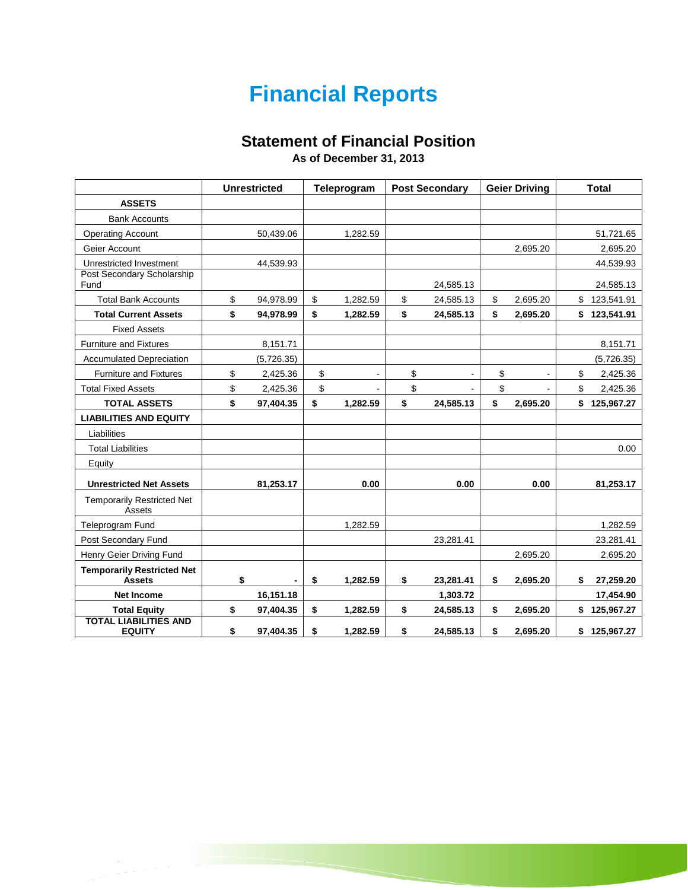# Financial Reports

## Statement of Financial Position

**As of December 31, 2013**

| | Unrestricted | Teleprogram | Post Secondary | Geier Driving | Total |
|---|---|---|---|---|---|
| **ASSETS** | | | | | |
| Bank Accounts | | | | | |
| Operating Account | 50,439.06 | 1,282.59 | | | 51,721.65 |
| Geier Account | | | | 2,695.20 | 2,695.20 |
| Unrestricted Investment | 44,539.93 | | | | 44,539.93 |
| Post Secondary Scholarship Fund | | | 24,585.13 | | 24,585.13 |
| Total Bank Accounts | $ 94,978.99 | $ 1,282.59 | $ 24,585.13 | $ 2,695.20 | $ 123,541.91 |
| **Total Current Assets** | **$ 94,978.99** | **$ 1,282.59** | **$ 24,585.13** | **$ 2,695.20** | **$ 123,541.91** |
| Fixed Assets | | | | | |
| Furniture and Fixtures | 8,151.71 | | | | 8,151.71 |
| Accumulated Depreciation | (5,726.35) | | | | (5,726.35) |
| Furniture and Fixtures | $ 2,425.36 | $ - | $ - | $ - | $ 2,425.36 |
| Total Fixed Assets | $ 2,425.36 | $ - | $ - | $ - | $ 2,425.36 |
| **TOTAL ASSETS** | **$ 97,404.35** | **$ 1,282.59** | **$ 24,585.13** | **$ 2,695.20** | **$ 125,967.27** |
| **LIABILITIES AND EQUITY** | | | | | |
| Liabilities | | | | | |
| Total Liabilities | | | | | 0.00 |
| Equity | | | | | |
| **Unrestricted Net Assets** | **81,253.17** | **0.00** | **0.00** | **0.00** | **81,253.17** |
| Temporarily Restricted Net Assets | | | | | |
| Teleprogram Fund | | 1,282.59 | | | 1,282.59 |
| Post Secondary Fund | | | 23,281.41 | | 23,281.41 |
| Henry Geier Driving Fund | | | | 2,695.20 | 2,695.20 |
| **Temporarily Restricted Net Assets** | **$ -** | **$ 1,282.59** | **$ 23,281.41** | **$ 2,695.20** | **$ 27,259.20** |
| **Net Income** | **16,151.18** | | **1,303.72** | | **17,454.90** |
| **Total Equity** | **$ 97,404.35** | **$ 1,282.59** | **$ 24,585.13** | **$ 2,695.20** | **$ 125,967.27** |
| **TOTAL LIABILITIES AND EQUITY** | **$ 97,404.35** | **$ 1,282.59** | **$ 24,585.13** | **$ 2,695.20** | **$ 125,967.27** |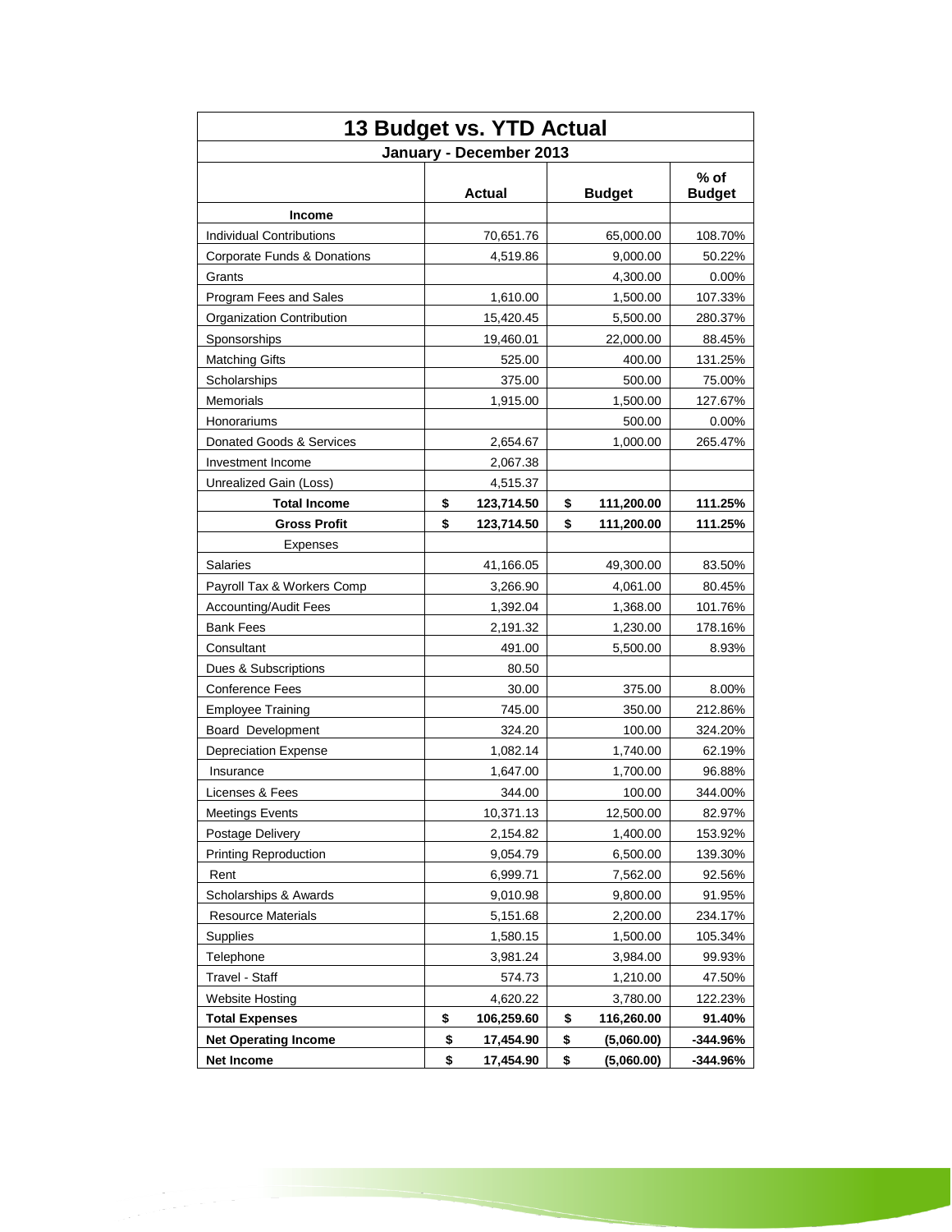## 13 Budget vs. YTD Actual

### January - December 2013

| | Actual | Budget | % of Budget |
|---|---|---|---|
| **Income** | | | |
| Individual Contributions | 70,651.76 | 65,000.00 | 108.70% |
| Corporate Funds & Donations | 4,519.86 | 9,000.00 | 50.22% |
| Grants | | 4,300.00 | 0.00% |
| Program Fees and Sales | 1,610.00 | 1,500.00 | 107.33% |
| Organization Contribution | 15,420.45 | 5,500.00 | 280.37% |
| Sponsorships | 19,460.01 | 22,000.00 | 88.45% |
| Matching Gifts | 525.00 | 400.00 | 131.25% |
| Scholarships | 375.00 | 500.00 | 75.00% |
| Memorials | 1,915.00 | 1,500.00 | 127.67% |
| Honorariums | | 500.00 | 0.00% |
| Donated Goods & Services | 2,654.67 | 1,000.00 | 265.47% |
| Investment Income | 2,067.38 | | |
| Unrealized Gain (Loss) | 4,515.37 | | |
| **Total Income** | **$ 123,714.50** | **$ 111,200.00** | **111.25%** |
| **Gross Profit** | **$ 123,714.50** | **$ 111,200.00** | **111.25%** |
| Expenses | | | |
| Salaries | 41,166.05 | 49,300.00 | 83.50% |
| Payroll Tax & Workers Comp | 3,266.90 | 4,061.00 | 80.45% |
| Accounting/Audit Fees | 1,392.04 | 1,368.00 | 101.76% |
| Bank Fees | 2,191.32 | 1,230.00 | 178.16% |
| Consultant | 491.00 | 5,500.00 | 8.93% |
| Dues & Subscriptions | 80.50 | | |
| Conference Fees | 30.00 | 375.00 | 8.00% |
| Employee Training | 745.00 | 350.00 | 212.86% |
| Board Development | 324.20 | 100.00 | 324.20% |
| Depreciation Expense | 1,082.14 | 1,740.00 | 62.19% |
| Insurance | 1,647.00 | 1,700.00 | 96.88% |
| Licenses & Fees | 344.00 | 100.00 | 344.00% |
| Meetings Events | 10,371.13 | 12,500.00 | 82.97% |
| Postage Delivery | 2,154.82 | 1,400.00 | 153.92% |
| Printing Reproduction | 9,054.79 | 6,500.00 | 139.30% |
| Rent | 6,999.71 | 7,562.00 | 92.56% |
| Scholarships & Awards | 9,010.98 | 9,800.00 | 91.95% |
| Resource Materials | 5,151.68 | 2,200.00 | 234.17% |
| Supplies | 1,580.15 | 1,500.00 | 105.34% |
| Telephone | 3,981.24 | 3,984.00 | 99.93% |
| Travel - Staff | 574.73 | 1,210.00 | 47.50% |
| Website Hosting | 4,620.22 | 3,780.00 | 122.23% |
| **Total Expenses** | **$ 106,259.60** | **$ 116,260.00** | **91.40%** |
| **Net Operating Income** | **$ 17,454.90** | **$ (5,060.00)** | **-344.96%** |
| **Net Income** | **$ 17,454.90** | **$ (5,060.00)** | **-344.96%** |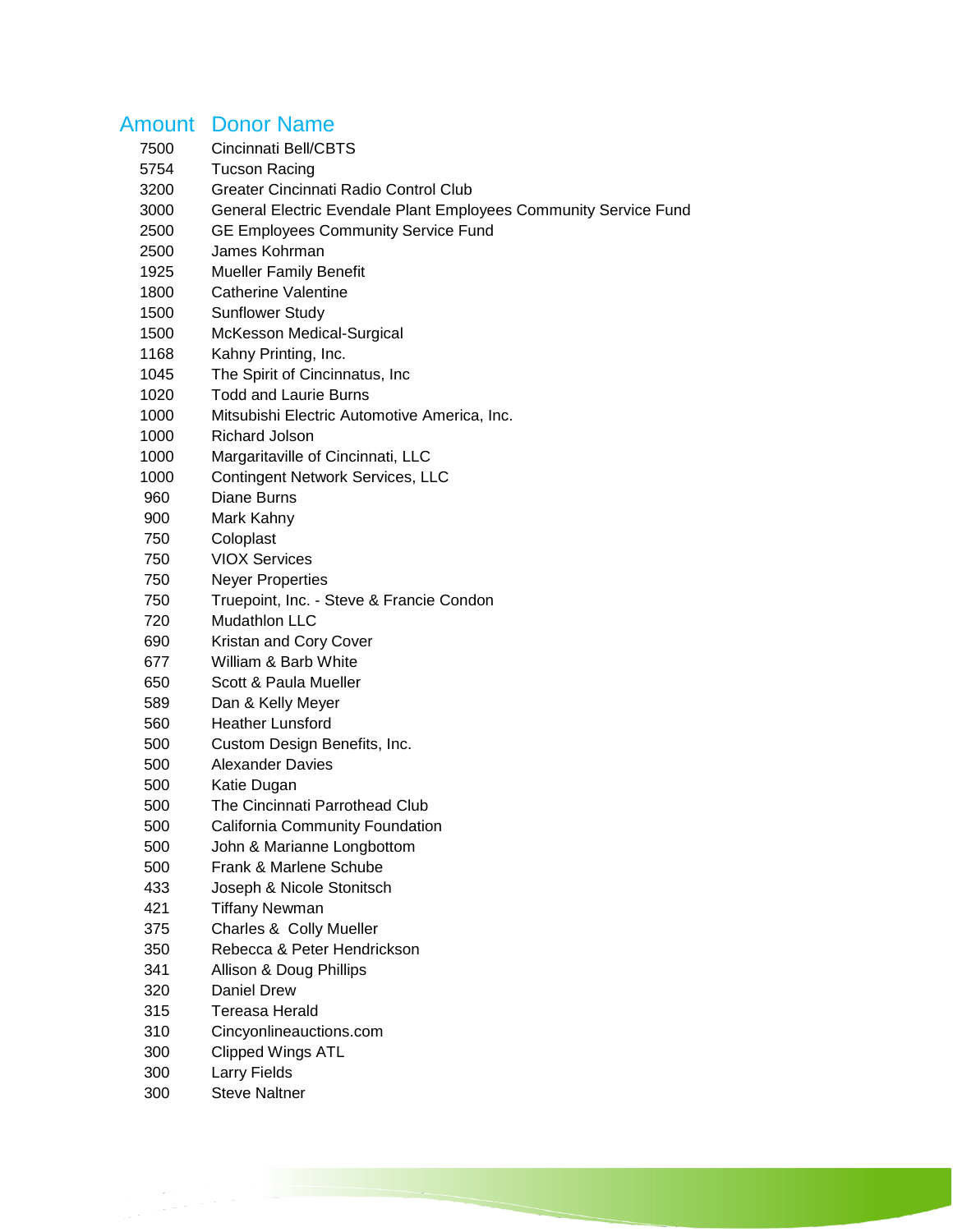| Amount | Donor Name |
|---|---|
| 7500 | Cincinnati Bell/CBTS |
| 5754 | Tucson Racing |
| 3200 | Greater Cincinnati Radio Control Club |
| 3000 | General Electric Evendale Plant Employees Community Service Fund |
| 2500 | GE Employees Community Service Fund |
| 2500 | James Kohrman |
| 1925 | Mueller Family Benefit |
| 1800 | Catherine Valentine |
| 1500 | Sunflower Study |
| 1500 | McKesson Medical-Surgical |
| 1168 | Kahny Printing, Inc. |
| 1045 | The Spirit of Cincinnatus, Inc |
| 1020 | Todd and Laurie Burns |
| 1000 | Mitsubishi Electric Automotive America, Inc. |
| 1000 | Richard Jolson |
| 1000 | Margaritaville of Cincinnati, LLC |
| 1000 | Contingent Network Services, LLC |
| 960 | Diane Burns |
| 900 | Mark Kahny |
| 750 | Coloplast |
| 750 | VIOX Services |
| 750 | Neyer Properties |
| 750 | Truepoint, Inc. - Steve & Francie Condon |
| 720 | Mudathlon LLC |
| 690 | Kristan and Cory Cover |
| 677 | William & Barb White |
| 650 | Scott & Paula Mueller |
| 589 | Dan & Kelly Meyer |
| 560 | Heather Lunsford |
| 500 | Custom Design Benefits, Inc. |
| 500 | Alexander Davies |
| 500 | Katie Dugan |
| 500 | The Cincinnati Parrothead Club |
| 500 | California Community Foundation |
| 500 | John & Marianne Longbottom |
| 500 | Frank & Marlene Schube |
| 433 | Joseph & Nicole Stonitsch |
| 421 | Tiffany Newman |
| 375 | Charles & Colly Mueller |
| 350 | Rebecca & Peter Hendrickson |
| 341 | Allison & Doug Phillips |
| 320 | Daniel Drew |
| 315 | Tereasa Herald |
| 310 | Cincyonlineauctions.com |
| 300 | Clipped Wings ATL |
| 300 | Larry Fields |
| 300 | Steve Naltner |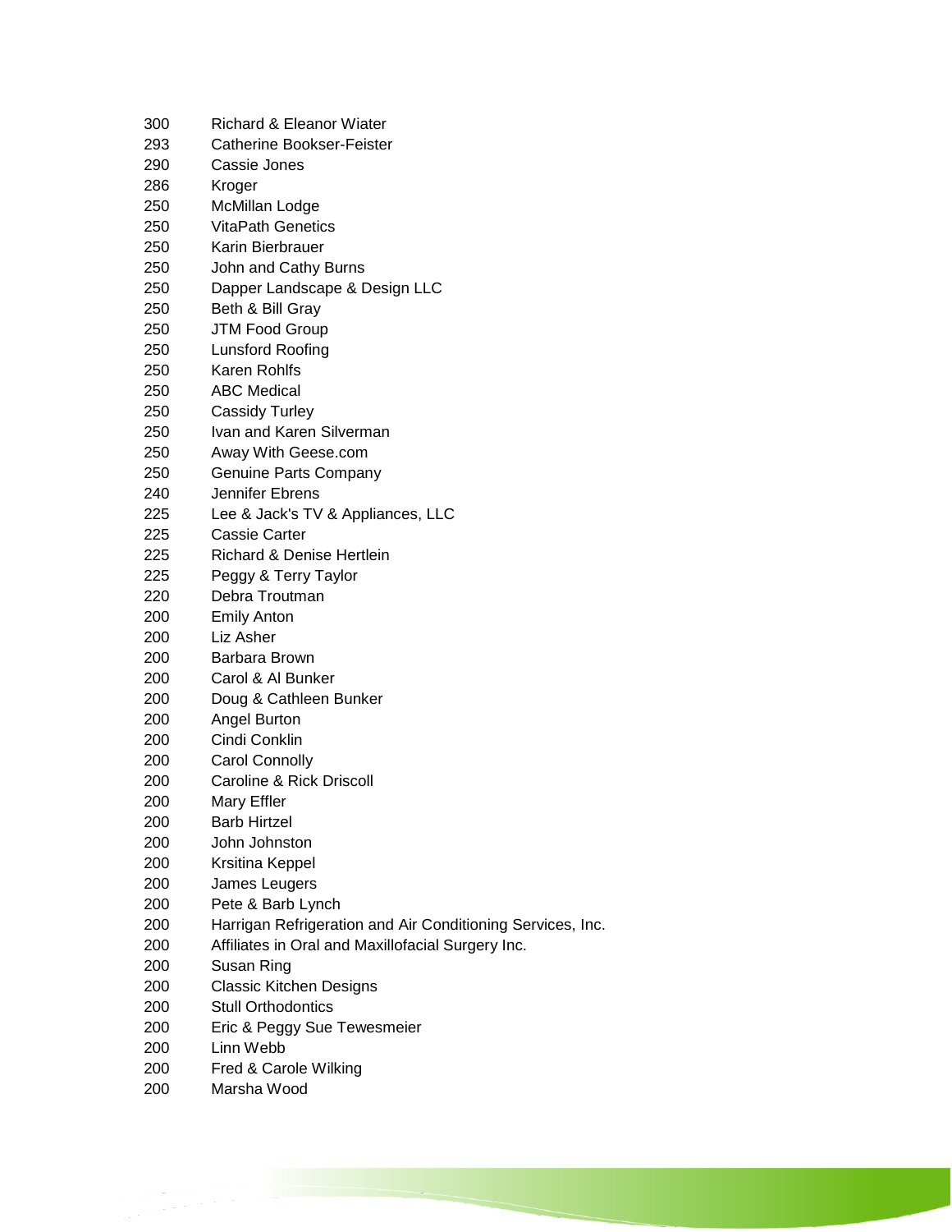300 Richard & Eleanor Wiater
293 Catherine Bookser-Feister
290 Cassie Jones
286 Kroger
250 McMillan Lodge
250 VitaPath Genetics
250 Karin Bierbrauer
250 John and Cathy Burns
250 Dapper Landscape & Design LLC
250 Beth & Bill Gray
250 JTM Food Group
250 Lunsford Roofing
250 Karen Rohlfs
250 ABC Medical
250 Cassidy Turley
250 Ivan and Karen Silverman
250 Away With Geese.com
250 Genuine Parts Company
240 Jennifer Ebrens
225 Lee & Jack's TV & Appliances, LLC
225 Cassie Carter
225 Richard & Denise Hertlein
225 Peggy & Terry Taylor
220 Debra Troutman
200 Emily Anton
200 Liz Asher
200 Barbara Brown
200 Carol & Al Bunker
200 Doug & Cathleen Bunker
200 Angel Burton
200 Cindi Conklin
200 Carol Connolly
200 Caroline & Rick Driscoll
200 Mary Effler
200 Barb Hirtzel
200 John Johnston
200 Krsitina Keppel
200 James Leugers
200 Pete & Barb Lynch
200 Harrigan Refrigeration and Air Conditioning Services, Inc.
200 Affiliates in Oral and Maxillofacial Surgery Inc.
200 Susan Ring
200 Classic Kitchen Designs
200 Stull Orthodontics
200 Eric & Peggy Sue Tewesmeier
200 Linn Webb
200 Fred & Carole Wilking
200 Marsha Wood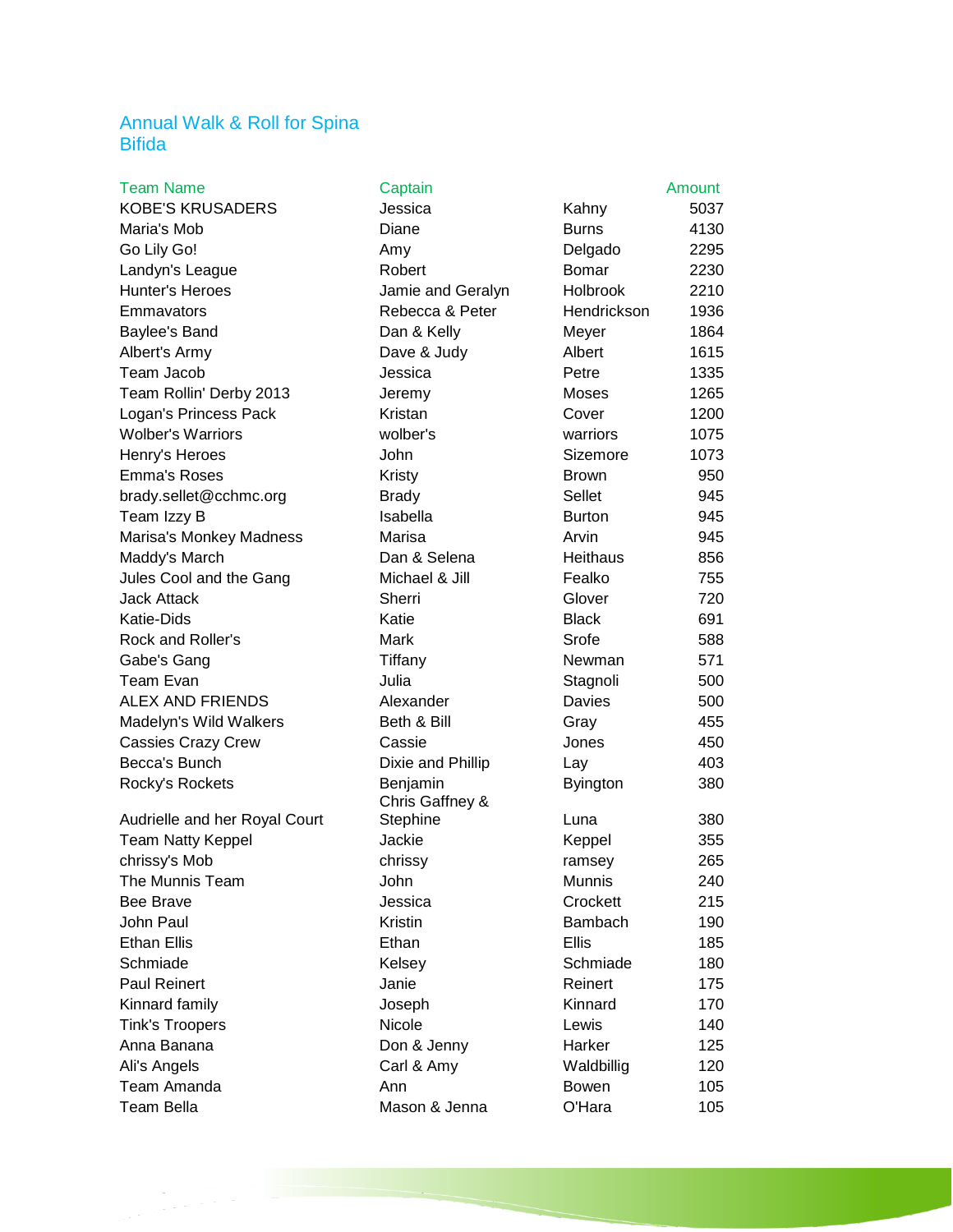Annual Walk & Roll for Spina Bifida

| Team Name | Captain | | Amount |
|---|---|---|---|
| KOBE'S KRUSADERS | Jessica | Kahny | 5037 |
| Maria's Mob | Diane | Burns | 4130 |
| Go Lily Go! | Amy | Delgado | 2295 |
| Landyn's League | Robert | Bomar | 2230 |
| Hunter's Heroes | Jamie and Geralyn | Holbrook | 2210 |
| Emmavators | Rebecca & Peter | Hendrickson | 1936 |
| Baylee's Band | Dan & Kelly | Meyer | 1864 |
| Albert's Army | Dave & Judy | Albert | 1615 |
| Team Jacob | Jessica | Petre | 1335 |
| Team Rollin' Derby 2013 | Jeremy | Moses | 1265 |
| Logan's Princess Pack | Kristan | Cover | 1200 |
| Wolber's Warriors | wolber's | warriors | 1075 |
| Henry's Heroes | John | Sizemore | 1073 |
| Emma's Roses | Kristy | Brown | 950 |
| brady.sellet@cchmc.org | Brady | Sellet | 945 |
| Team Izzy B | Isabella | Burton | 945 |
| Marisa's Monkey Madness | Marisa | Arvin | 945 |
| Maddy's March | Dan & Selena | Heithaus | 856 |
| Jules Cool and the Gang | Michael & Jill | Fealko | 755 |
| Jack Attack | Sherri | Glover | 720 |
| Katie-Dids | Katie | Black | 691 |
| Rock and Roller's | Mark | Srofe | 588 |
| Gabe's Gang | Tiffany | Newman | 571 |
| Team Evan | Julia | Stagnoli | 500 |
| ALEX AND FRIENDS | Alexander | Davies | 500 |
| Madelyn's Wild Walkers | Beth & Bill | Gray | 455 |
| Cassies Crazy Crew | Cassie | Jones | 450 |
| Becca's Bunch | Dixie and Phillip | Lay | 403 |
| Rocky's Rockets | Benjamin | Byington | 380 |
| Audrielle and her Royal Court | Chris Gaffney & Stephine | Luna | 380 |
| Team Natty Keppel | Jackie | Keppel | 355 |
| chrissy's Mob | chrissy | ramsey | 265 |
| The Munnis Team | John | Munnis | 240 |
| Bee Brave | Jessica | Crockett | 215 |
| John Paul | Kristin | Bambach | 190 |
| Ethan Ellis | Ethan | Ellis | 185 |
| Schmiade | Kelsey | Schmiade | 180 |
| Paul Reinert | Janie | Reinert | 175 |
| Kinnard family | Joseph | Kinnard | 170 |
| Tink's Troopers | Nicole | Lewis | 140 |
| Anna Banana | Don & Jenny | Harker | 125 |
| Ali's Angels | Carl & Amy | Waldbillig | 120 |
| Team Amanda | Ann | Bowen | 105 |
| Team Bella | Mason & Jenna | O'Hara | 105 |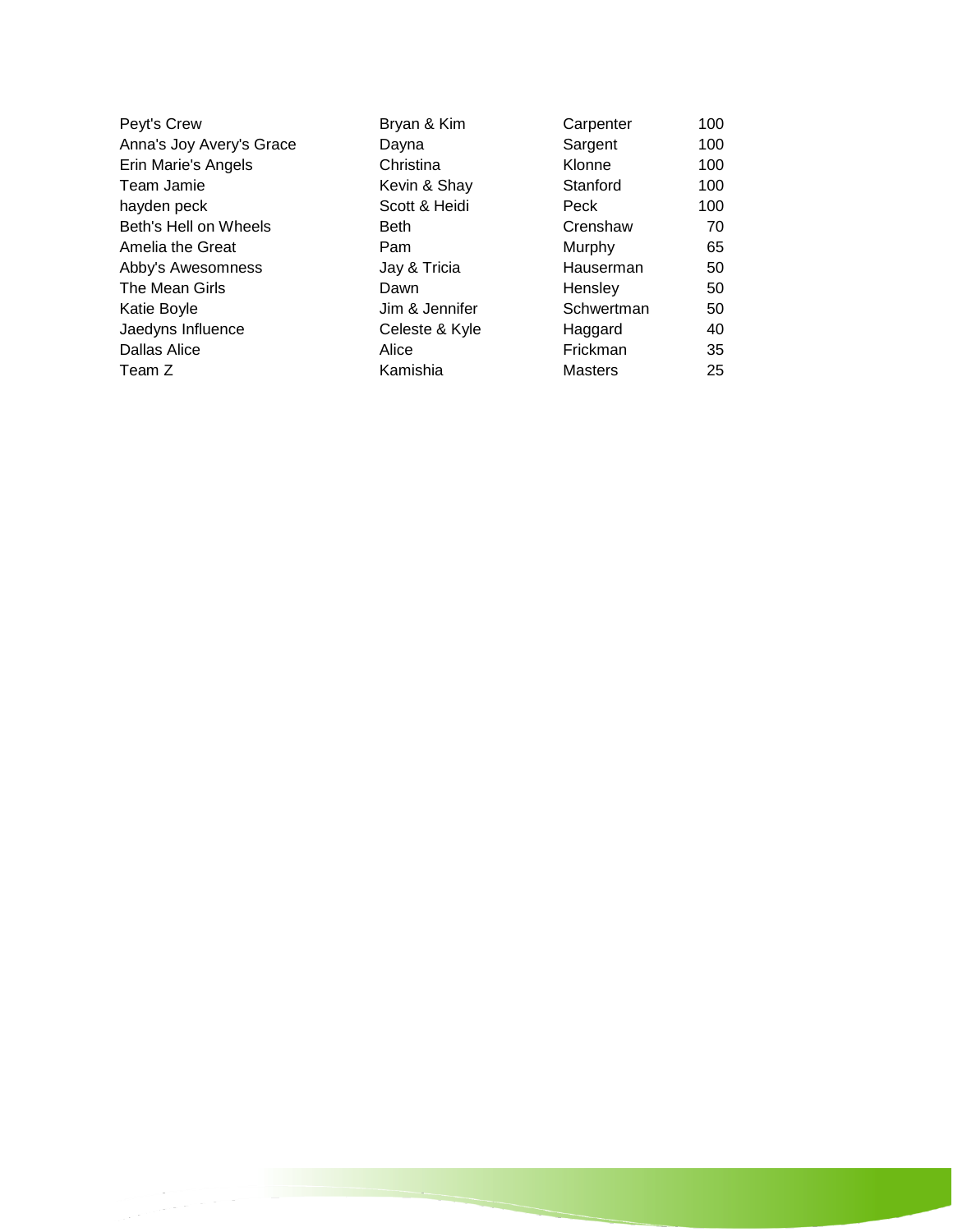| | | | |
|---|---|---|---|
| Peyt's Crew | Bryan & Kim | Carpenter | 100 |
| Anna's Joy Avery's Grace | Dayna | Sargent | 100 |
| Erin Marie's Angels | Christina | Klonne | 100 |
| Team Jamie | Kevin & Shay | Stanford | 100 |
| hayden peck | Scott & Heidi | Peck | 100 |
| Beth's Hell on Wheels | Beth | Crenshaw | 70 |
| Amelia the Great | Pam | Murphy | 65 |
| Abby's Awesomness | Jay & Tricia | Hauserman | 50 |
| The Mean Girls | Dawn | Hensley | 50 |
| Katie Boyle | Jim & Jennifer | Schwertman | 50 |
| Jaedyns Influence | Celeste & Kyle | Haggard | 40 |
| Dallas Alice | Alice | Frickman | 35 |
| Team Z | Kamishia | Masters | 25 |